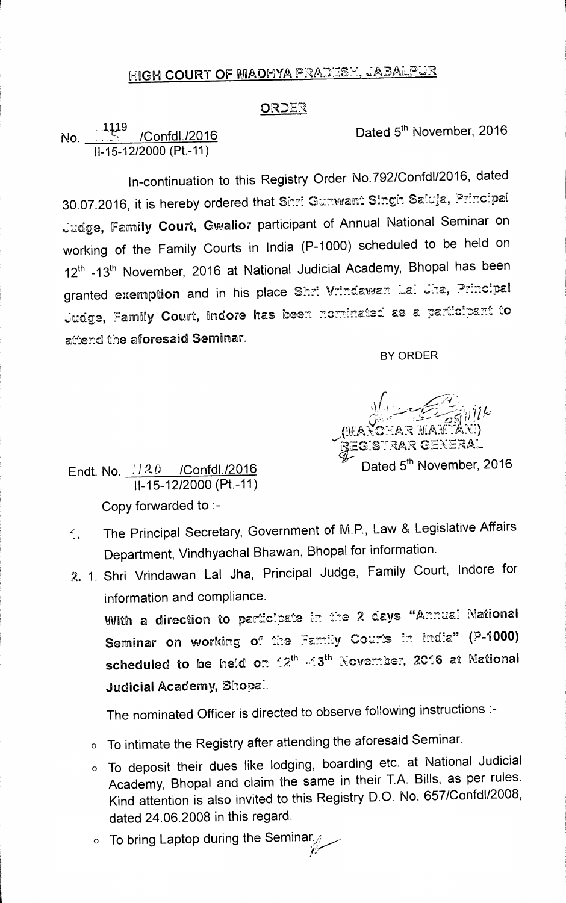# HIGH COURT OF MADHYA PRADESH, JABALPUR

## ORDER

No. 1119 /Confdl./2016
II-15-12/2000 (Pt.-11)

Dated 5th November, 2016

In-continuation to this Registry Order No.792/Confdl/2016, dated 30.07.2016, it is hereby ordered that **Shri Gunwant Singh Saluja, Principal Judge, Family Court, Gwalior** participant of Annual National Seminar on working of the Family Courts in India (P-1000) scheduled to be held on 12th -13th November, 2016 at National Judicial Academy, Bhopal has been granted **exemption** and in his place **Shri Vrindawan Lal Jha, Principal Judge, Family Court, Indore has been nominated as a participant to attend the aforesaid Seminar.**

BY ORDER

(MANOHAR MAMTANI)
REGISTRAR GENERAL

Endt. No. 1120 /Confdl./2016
II-15-12/2000 (Pt.-11)

Dated 5th November, 2016

Copy forwarded to :-

1. The Principal Secretary, Government of M.P., Law & Legislative Affairs Department, Vindhyachal Bhawan, Bhopal for information.
2. 1. Shri Vrindawan Lal Jha, Principal Judge, Family Court, Indore for information and compliance.

   **With a direction to participate in the 2 days "Annual National Seminar on working of the Family Courts in India" (P-1000) scheduled to be held on 12th -13th November, 2016 at National Judicial Academy, Bhopal.**

   The nominated Officer is directed to observe following instructions :-

   - To intimate the Registry after attending the aforesaid Seminar.
   - To deposit their dues like lodging, boarding etc. at National Judicial Academy, Bhopal and claim the same in their T.A. Bills, as per rules. Kind attention is also invited to this Registry D.O. No. 657/Confdl/2008, dated 24.06.2008 in this regard.
   - To bring Laptop during the Seminar.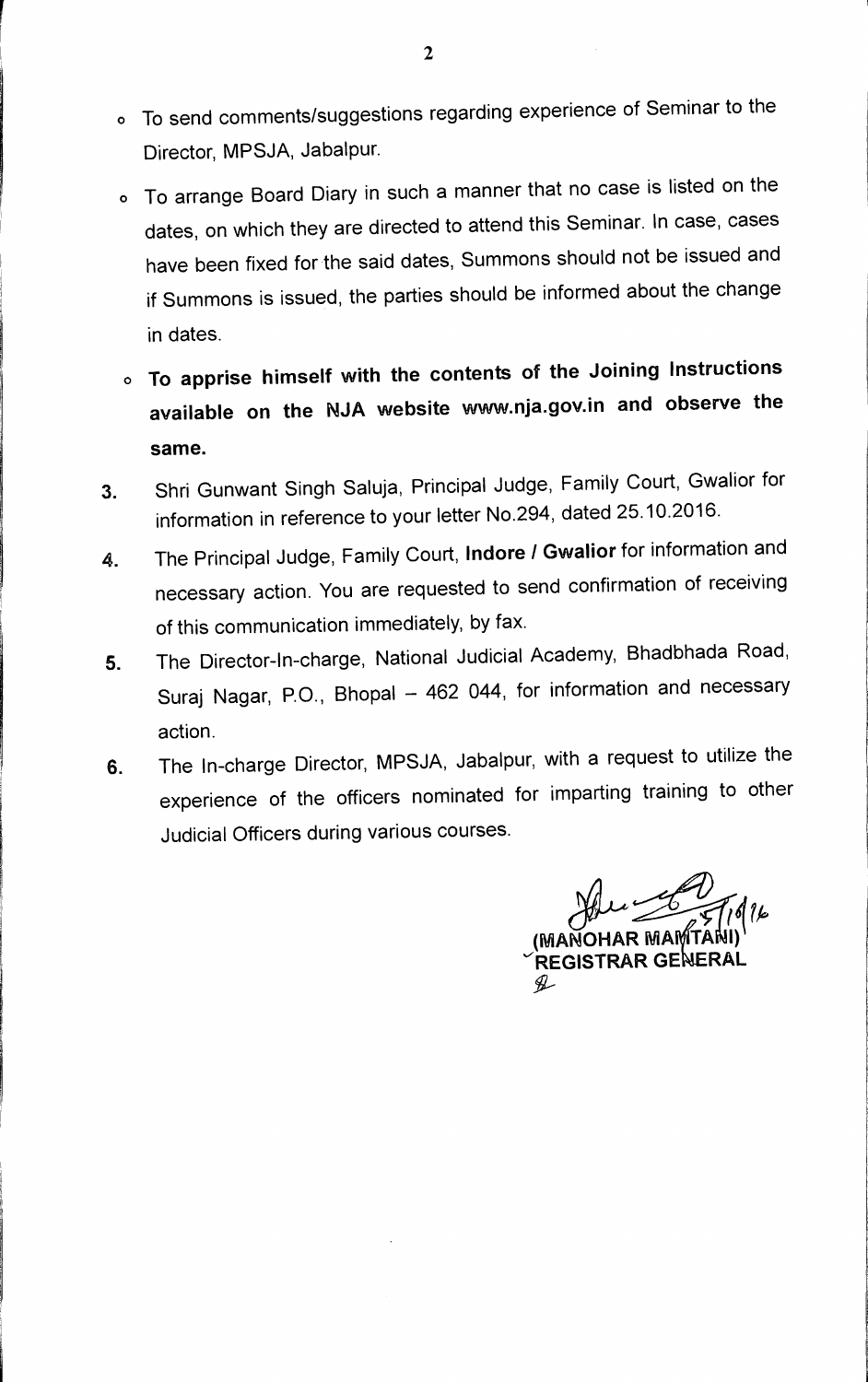- To send comments/suggestions regarding experience of Seminar to the Director, MPSJA, Jabalpur.
- To arrange Board Diary in such a manner that no case is listed on the dates, on which they are directed to attend this Seminar. In case, cases have been fixed for the said dates, Summons should not be issued and if Summons is issued, the parties should be informed about the change in dates.
- **To apprise himself with the contents of the Joining Instructions available on the NJA website www.nja.gov.in and observe the same.**

3. Shri Gunwant Singh Saluja, Principal Judge, Family Court, Gwalior for information in reference to your letter No.294, dated 25.10.2016.
4. The Principal Judge, Family Court, **Indore / Gwalior** for information and necessary action. You are requested to send confirmation of receiving of this communication immediately, by fax.
5. The Director-In-charge, National Judicial Academy, Bhadbhada Road, Suraj Nagar, P.O., Bhopal – 462 044, for information and necessary action.
6. The In-charge Director, MPSJA, Jabalpur, with a request to utilize the experience of the officers nominated for imparting training to other Judicial Officers during various courses.

5/10/16

(MANOHAR MAMTANI)
REGISTRAR GENERAL